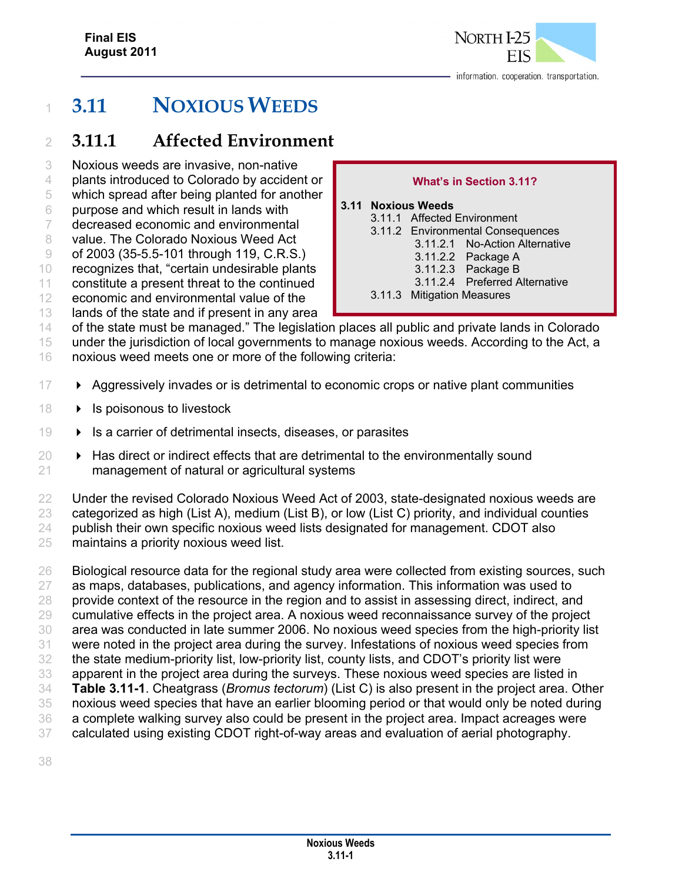# 3.11 Noxious Weeds

## 3.11.1 Affected Environment

> **What's in Section 3.11?**
>
> **3.11 Noxious Weeds**
> - 3.11.1 Affected Environment
> - 3.11.2 Environmental Consequences
>   - 3.11.2.1 No-Action Alternative
>   - 3.11.2.2 Package A
>   - 3.11.2.3 Package B
>   - 3.11.2.4 Preferred Alternative
> - 3.11.3 Mitigation Measures

Noxious weeds are invasive, non-native plants introduced to Colorado by accident or which spread after being planted for another purpose and which result in lands with decreased economic and environmental value. The Colorado Noxious Weed Act of 2003 (35-5.5-101 through 119, C.R.S.) recognizes that, "certain undesirable plants constitute a present threat to the continued economic and environmental value of the lands of the state and if present in any area of the state must be managed." The legislation places all public and private lands in Colorado under the jurisdiction of local governments to manage noxious weeds. According to the Act, a noxious weed meets one or more of the following criteria:

- Aggressively invades or is detrimental to economic crops or native plant communities
- Is poisonous to livestock
- Is a carrier of detrimental insects, diseases, or parasites
- Has direct or indirect effects that are detrimental to the environmentally sound management of natural or agricultural systems

Under the revised Colorado Noxious Weed Act of 2003, state-designated noxious weeds are categorized as high (List A), medium (List B), or low (List C) priority, and individual counties publish their own specific noxious weed lists designated for management. CDOT also maintains a priority noxious weed list.

Biological resource data for the regional study area were collected from existing sources, such as maps, databases, publications, and agency information. This information was used to provide context of the resource in the region and to assist in assessing direct, indirect, and cumulative effects in the project area. A noxious weed reconnaissance survey of the project area was conducted in late summer 2006. No noxious weed species from the high-priority list were noted in the project area during the survey. Infestations of noxious weed species from the state medium-priority list, low-priority list, county lists, and CDOT's priority list were apparent in the project area during the surveys. These noxious weed species are listed in **Table 3.11-1**. Cheatgrass (*Bromus tectorum*) (List C) is also present in the project area. Other noxious weed species that have an earlier blooming period or that would only be noted during a complete walking survey also could be present in the project area. Impact acreages were calculated using existing CDOT right-of-way areas and evaluation of aerial photography.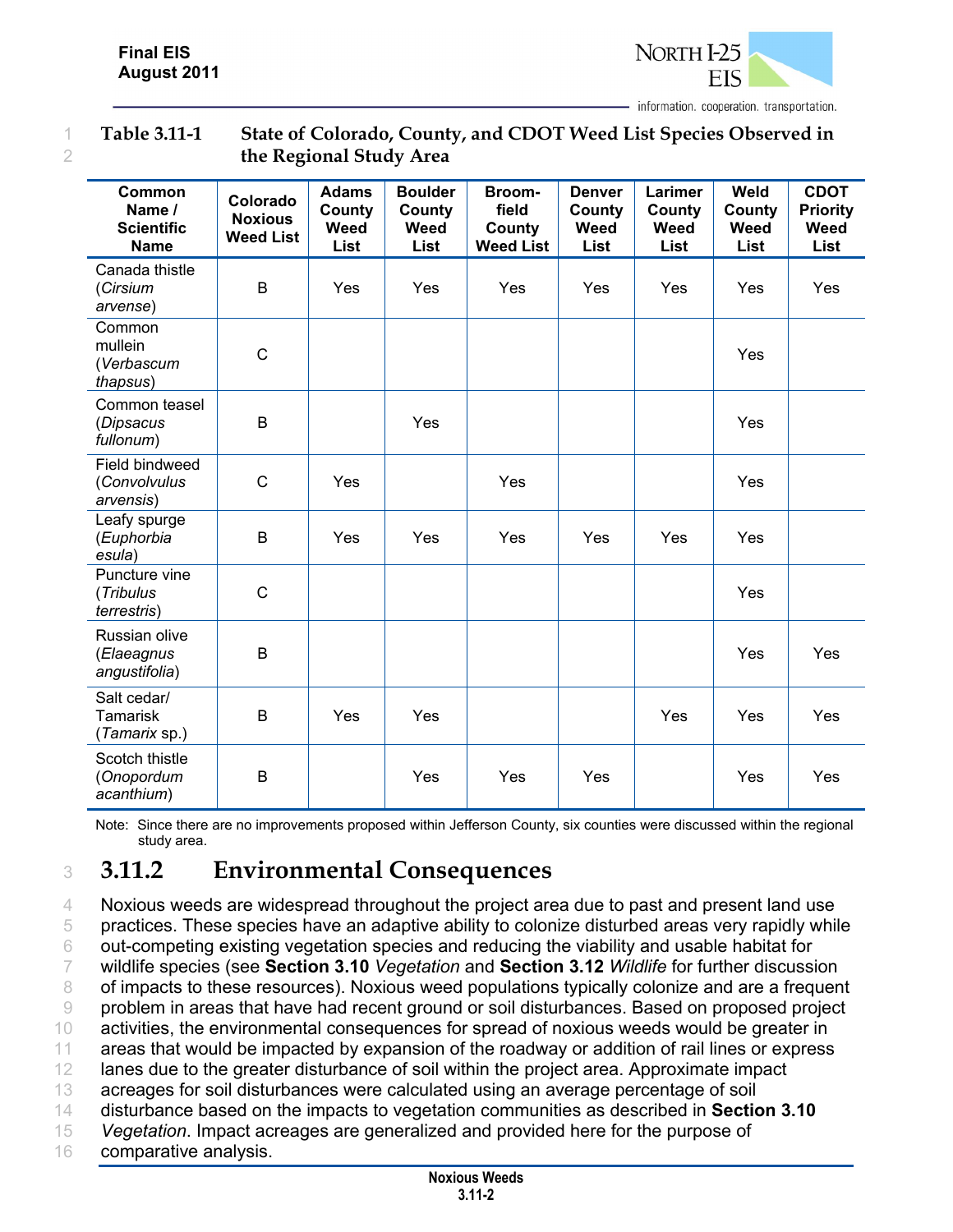**Table 3.11-1 State of Colorado, County, and CDOT Weed List Species Observed in the Regional Study Area**

| Common Name / Scientific Name | Colorado Noxious Weed List | Adams County Weed List | Boulder County Weed List | Broom-field County Weed List | Denver County Weed List | Larimer County Weed List | Weld County Weed List | CDOT Priority Weed List |
|---|---|---|---|---|---|---|---|---|
| Canada thistle (*Cirsium arvense*) | B | Yes | Yes | Yes | Yes | Yes | Yes | Yes |
| Common mullein (*Verbascum thapsus*) | C | | | | | | Yes | |
| Common teasel (*Dipsacus fullonum*) | B | | Yes | | | | Yes | |
| Field bindweed (*Convolvulus arvensis*) | C | Yes | | Yes | | | Yes | |
| Leafy spurge (*Euphorbia esula*) | B | Yes | Yes | Yes | Yes | Yes | Yes | |
| Puncture vine (*Tribulus terrestris*) | C | | | | | | Yes | |
| Russian olive (*Elaeagnus angustifolia*) | B | | | | | | Yes | Yes |
| Salt cedar/ Tamarisk (*Tamarix* sp.) | B | Yes | Yes | | | Yes | Yes | Yes |
| Scotch thistle (*Onopordum acanthium*) | B | | Yes | Yes | Yes | | Yes | Yes |

Note: Since there are no improvements proposed within Jefferson County, six counties were discussed within the regional study area.

## 3.11.2 Environmental Consequences

Noxious weeds are widespread throughout the project area due to past and present land use practices. These species have an adaptive ability to colonize disturbed areas very rapidly while out-competing existing vegetation species and reducing the viability and usable habitat for wildlife species (see **Section 3.10** *Vegetation* and **Section 3.12** *Wildlife* for further discussion of impacts to these resources). Noxious weed populations typically colonize and are a frequent problem in areas that have had recent ground or soil disturbances. Based on proposed project activities, the environmental consequences for spread of noxious weeds would be greater in areas that would be impacted by expansion of the roadway or addition of rail lines or express lanes due to the greater disturbance of soil within the project area. Approximate impact acreages for soil disturbances were calculated using an average percentage of soil disturbance based on the impacts to vegetation communities as described in **Section 3.10** *Vegetation*. Impact acreages are generalized and provided here for the purpose of comparative analysis.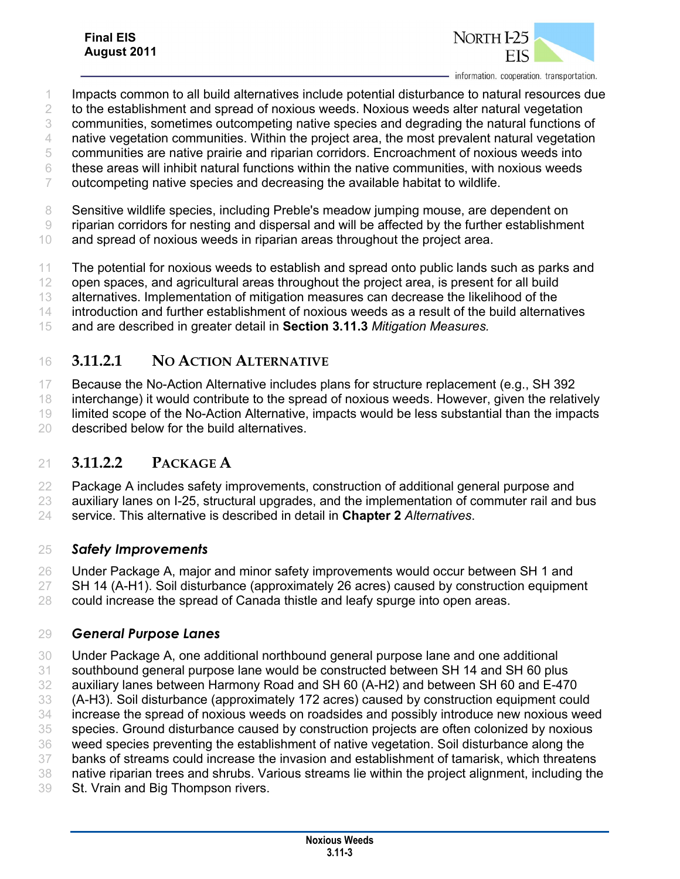Impacts common to all build alternatives include potential disturbance to natural resources due to the establishment and spread of noxious weeds. Noxious weeds alter natural vegetation communities, sometimes outcompeting native species and degrading the natural functions of native vegetation communities. Within the project area, the most prevalent natural vegetation communities are native prairie and riparian corridors. Encroachment of noxious weeds into these areas will inhibit natural functions within the native communities, with noxious weeds outcompeting native species and decreasing the available habitat to wildlife.

Sensitive wildlife species, including Preble's meadow jumping mouse, are dependent on riparian corridors for nesting and dispersal and will be affected by the further establishment and spread of noxious weeds in riparian areas throughout the project area.

The potential for noxious weeds to establish and spread onto public lands such as parks and open spaces, and agricultural areas throughout the project area, is present for all build alternatives. Implementation of mitigation measures can decrease the likelihood of the introduction and further establishment of noxious weeds as a result of the build alternatives and are described in greater detail in **Section 3.11.3** *Mitigation Measures.*

### 3.11.2.1 No Action Alternative

Because the No-Action Alternative includes plans for structure replacement (e.g., SH 392 interchange) it would contribute to the spread of noxious weeds. However, given the relatively limited scope of the No-Action Alternative, impacts would be less substantial than the impacts described below for the build alternatives.

### 3.11.2.2 Package A

Package A includes safety improvements, construction of additional general purpose and auxiliary lanes on I-25, structural upgrades, and the implementation of commuter rail and bus service. This alternative is described in detail in **Chapter 2** *Alternatives*.

#### *Safety Improvements*

Under Package A, major and minor safety improvements would occur between SH 1 and SH 14 (A-H1). Soil disturbance (approximately 26 acres) caused by construction equipment could increase the spread of Canada thistle and leafy spurge into open areas.

#### *General Purpose Lanes*

Under Package A, one additional northbound general purpose lane and one additional southbound general purpose lane would be constructed between SH 14 and SH 60 plus auxiliary lanes between Harmony Road and SH 60 (A-H2) and between SH 60 and E-470 (A-H3). Soil disturbance (approximately 172 acres) caused by construction equipment could increase the spread of noxious weeds on roadsides and possibly introduce new noxious weed species. Ground disturbance caused by construction projects are often colonized by noxious weed species preventing the establishment of native vegetation. Soil disturbance along the banks of streams could increase the invasion and establishment of tamarisk, which threatens native riparian trees and shrubs. Various streams lie within the project alignment, including the St. Vrain and Big Thompson rivers.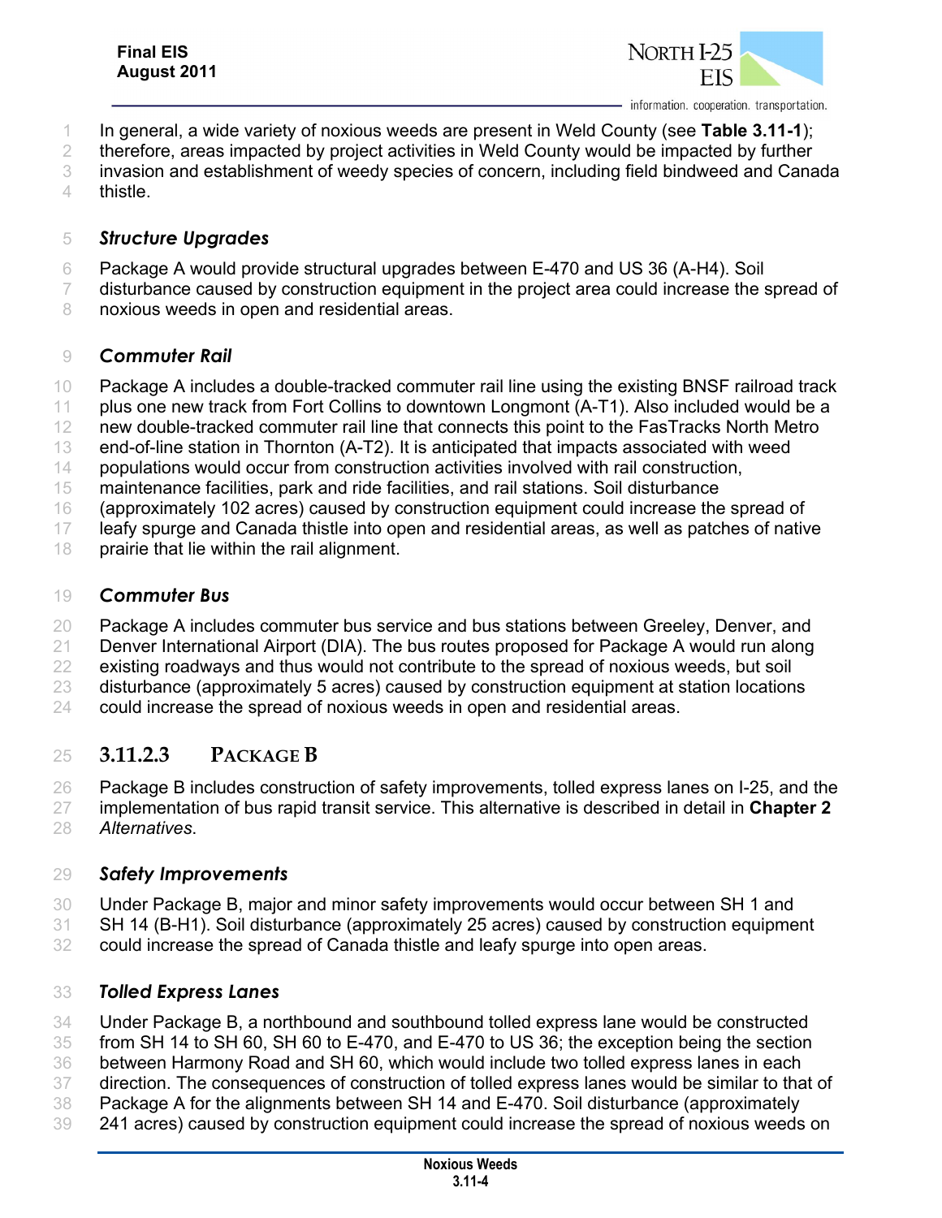In general, a wide variety of noxious weeds are present in Weld County (see **Table 3.11-1**); therefore, areas impacted by project activities in Weld County would be impacted by further invasion and establishment of weedy species of concern, including field bindweed and Canada thistle.

#### *Structure Upgrades*

Package A would provide structural upgrades between E-470 and US 36 (A-H4). Soil disturbance caused by construction equipment in the project area could increase the spread of noxious weeds in open and residential areas.

#### *Commuter Rail*

Package A includes a double-tracked commuter rail line using the existing BNSF railroad track plus one new track from Fort Collins to downtown Longmont (A-T1). Also included would be a new double-tracked commuter rail line that connects this point to the FasTracks North Metro end-of-line station in Thornton (A-T2). It is anticipated that impacts associated with weed populations would occur from construction activities involved with rail construction, maintenance facilities, park and ride facilities, and rail stations. Soil disturbance (approximately 102 acres) caused by construction equipment could increase the spread of leafy spurge and Canada thistle into open and residential areas, as well as patches of native prairie that lie within the rail alignment.

#### *Commuter Bus*

Package A includes commuter bus service and bus stations between Greeley, Denver, and Denver International Airport (DIA). The bus routes proposed for Package A would run along existing roadways and thus would not contribute to the spread of noxious weeds, but soil disturbance (approximately 5 acres) caused by construction equipment at station locations could increase the spread of noxious weeds in open and residential areas.

### 3.11.2.3 PACKAGE B

Package B includes construction of safety improvements, tolled express lanes on I-25, and the implementation of bus rapid transit service. This alternative is described in detail in **Chapter 2** *Alternatives*.

#### *Safety Improvements*

Under Package B, major and minor safety improvements would occur between SH 1 and SH 14 (B-H1). Soil disturbance (approximately 25 acres) caused by construction equipment could increase the spread of Canada thistle and leafy spurge into open areas.

#### *Tolled Express Lanes*

Under Package B, a northbound and southbound tolled express lane would be constructed from SH 14 to SH 60, SH 60 to E-470, and E-470 to US 36; the exception being the section between Harmony Road and SH 60, which would include two tolled express lanes in each direction. The consequences of construction of tolled express lanes would be similar to that of Package A for the alignments between SH 14 and E-470. Soil disturbance (approximately 241 acres) caused by construction equipment could increase the spread of noxious weeds on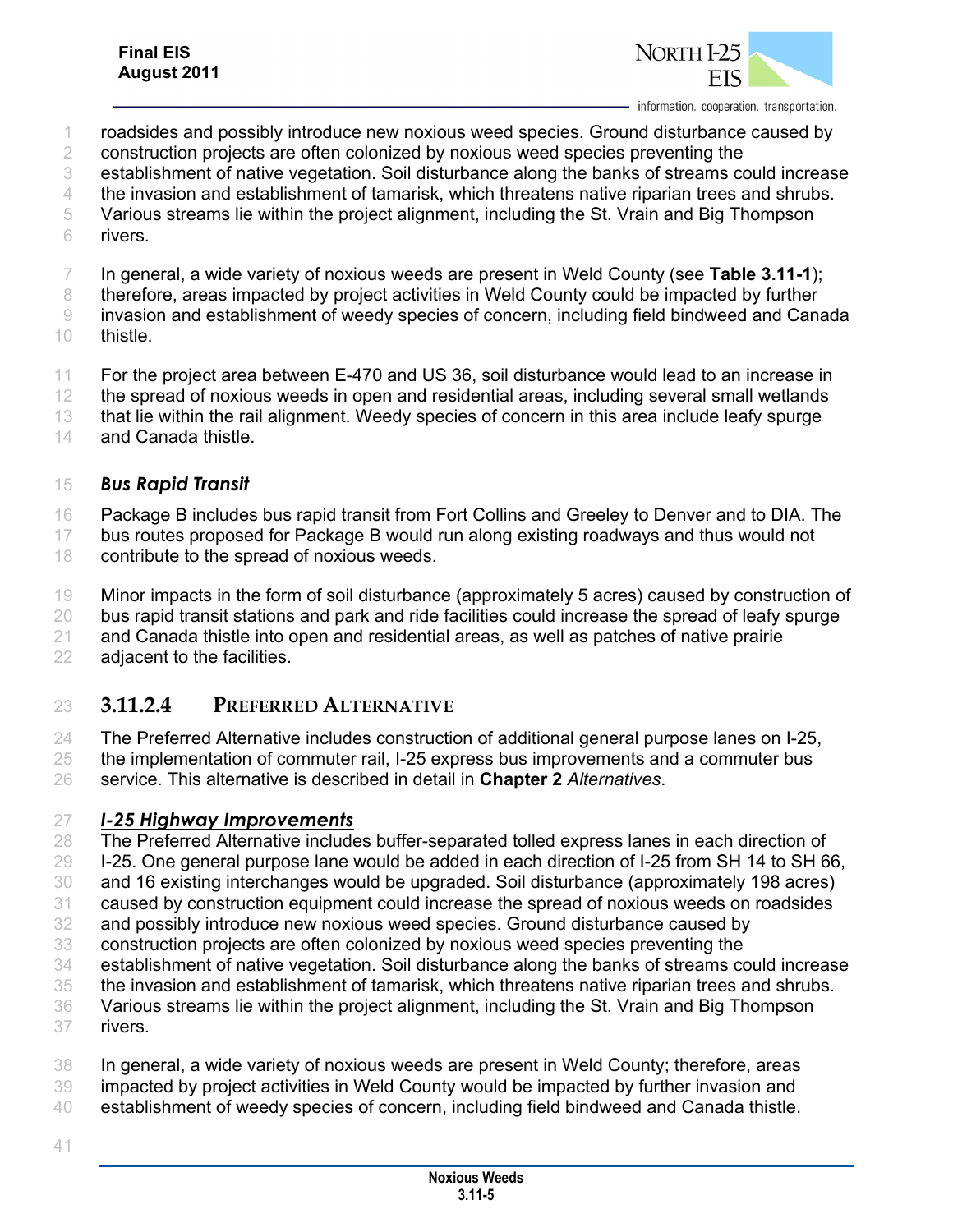roadsides and possibly introduce new noxious weed species. Ground disturbance caused by construction projects are often colonized by noxious weed species preventing the establishment of native vegetation. Soil disturbance along the banks of streams could increase the invasion and establishment of tamarisk, which threatens native riparian trees and shrubs. Various streams lie within the project alignment, including the St. Vrain and Big Thompson rivers.

In general, a wide variety of noxious weeds are present in Weld County (see **Table 3.11-1**); therefore, areas impacted by project activities in Weld County could be impacted by further invasion and establishment of weedy species of concern, including field bindweed and Canada thistle.

For the project area between E-470 and US 36, soil disturbance would lead to an increase in the spread of noxious weeds in open and residential areas, including several small wetlands that lie within the rail alignment. Weedy species of concern in this area include leafy spurge and Canada thistle.

#### *Bus Rapid Transit*

Package B includes bus rapid transit from Fort Collins and Greeley to Denver and to DIA. The bus routes proposed for Package B would run along existing roadways and thus would not contribute to the spread of noxious weeds.

Minor impacts in the form of soil disturbance (approximately 5 acres) caused by construction of bus rapid transit stations and park and ride facilities could increase the spread of leafy spurge and Canada thistle into open and residential areas, as well as patches of native prairie adjacent to the facilities.

### 3.11.2.4 Preferred Alternative

The Preferred Alternative includes construction of additional general purpose lanes on I-25, the implementation of commuter rail, I-25 express bus improvements and a commuter bus service. This alternative is described in detail in **Chapter 2** *Alternatives*.

#### ***I-25 Highway Improvements***

The Preferred Alternative includes buffer-separated tolled express lanes in each direction of I-25. One general purpose lane would be added in each direction of I-25 from SH 14 to SH 66, and 16 existing interchanges would be upgraded. Soil disturbance (approximately 198 acres) caused by construction equipment could increase the spread of noxious weeds on roadsides and possibly introduce new noxious weed species. Ground disturbance caused by construction projects are often colonized by noxious weed species preventing the establishment of native vegetation. Soil disturbance along the banks of streams could increase the invasion and establishment of tamarisk, which threatens native riparian trees and shrubs. Various streams lie within the project alignment, including the St. Vrain and Big Thompson rivers.

In general, a wide variety of noxious weeds are present in Weld County; therefore, areas impacted by project activities in Weld County would be impacted by further invasion and establishment of weedy species of concern, including field bindweed and Canada thistle.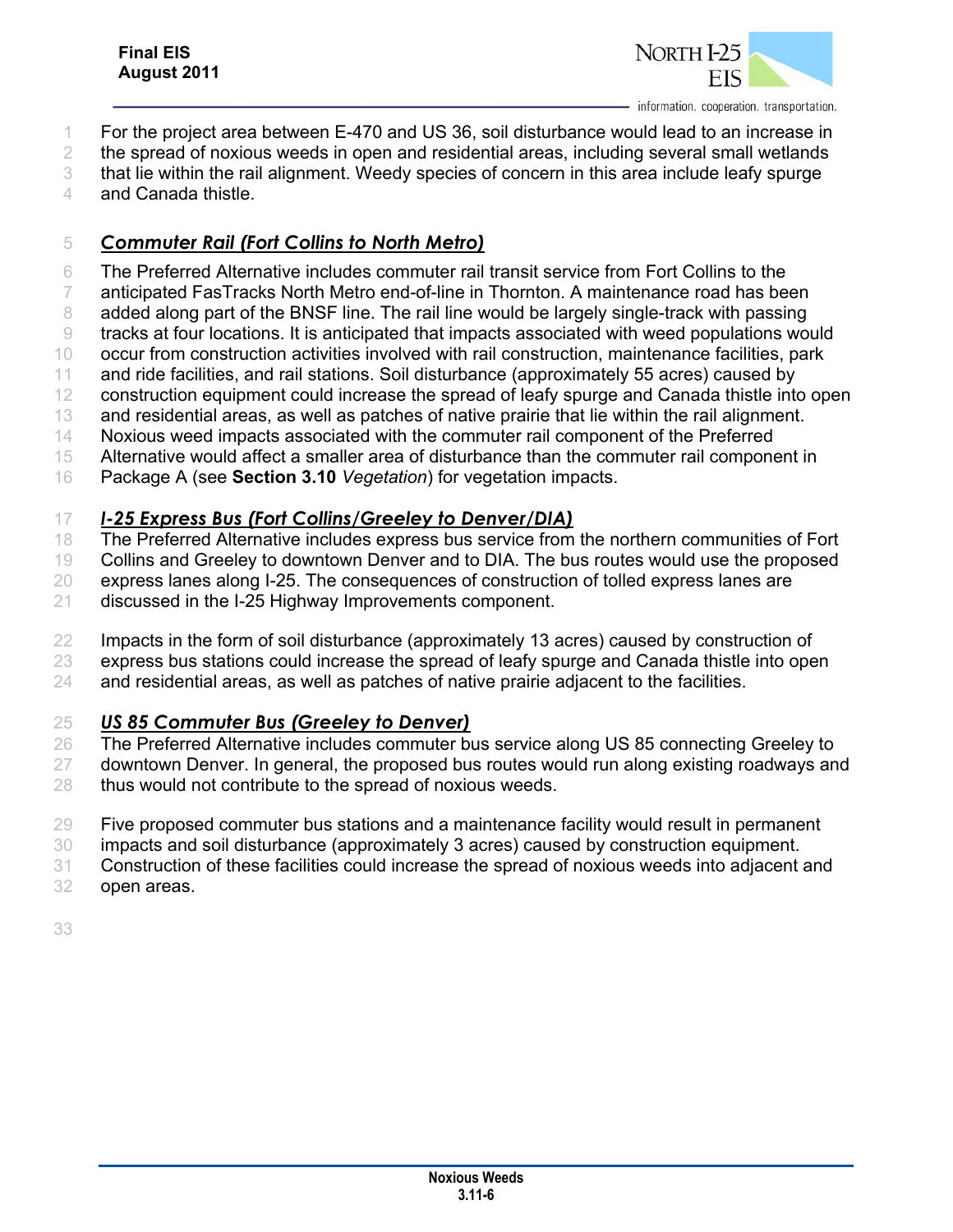For the project area between E-470 and US 36, soil disturbance would lead to an increase in the spread of noxious weeds in open and residential areas, including several small wetlands that lie within the rail alignment. Weedy species of concern in this area include leafy spurge and Canada thistle.

### ***Commuter Rail (Fort Collins to North Metro)***

The Preferred Alternative includes commuter rail transit service from Fort Collins to the anticipated FasTracks North Metro end-of-line in Thornton. A maintenance road has been added along part of the BNSF line. The rail line would be largely single-track with passing tracks at four locations. It is anticipated that impacts associated with weed populations would occur from construction activities involved with rail construction, maintenance facilities, park and ride facilities, and rail stations. Soil disturbance (approximately 55 acres) caused by construction equipment could increase the spread of leafy spurge and Canada thistle into open and residential areas, as well as patches of native prairie that lie within the rail alignment. Noxious weed impacts associated with the commuter rail component of the Preferred Alternative would affect a smaller area of disturbance than the commuter rail component in Package A (see **Section 3.10** *Vegetation*) for vegetation impacts.

### ***I-25 Express Bus (Fort Collins/Greeley to Denver/DIA)***

The Preferred Alternative includes express bus service from the northern communities of Fort Collins and Greeley to downtown Denver and to DIA. The bus routes would use the proposed express lanes along I-25. The consequences of construction of tolled express lanes are discussed in the I-25 Highway Improvements component.

Impacts in the form of soil disturbance (approximately 13 acres) caused by construction of express bus stations could increase the spread of leafy spurge and Canada thistle into open and residential areas, as well as patches of native prairie adjacent to the facilities.

### ***US 85 Commuter Bus (Greeley to Denver)***

The Preferred Alternative includes commuter bus service along US 85 connecting Greeley to downtown Denver. In general, the proposed bus routes would run along existing roadways and thus would not contribute to the spread of noxious weeds.

Five proposed commuter bus stations and a maintenance facility would result in permanent impacts and soil disturbance (approximately 3 acres) caused by construction equipment. Construction of these facilities could increase the spread of noxious weeds into adjacent and open areas.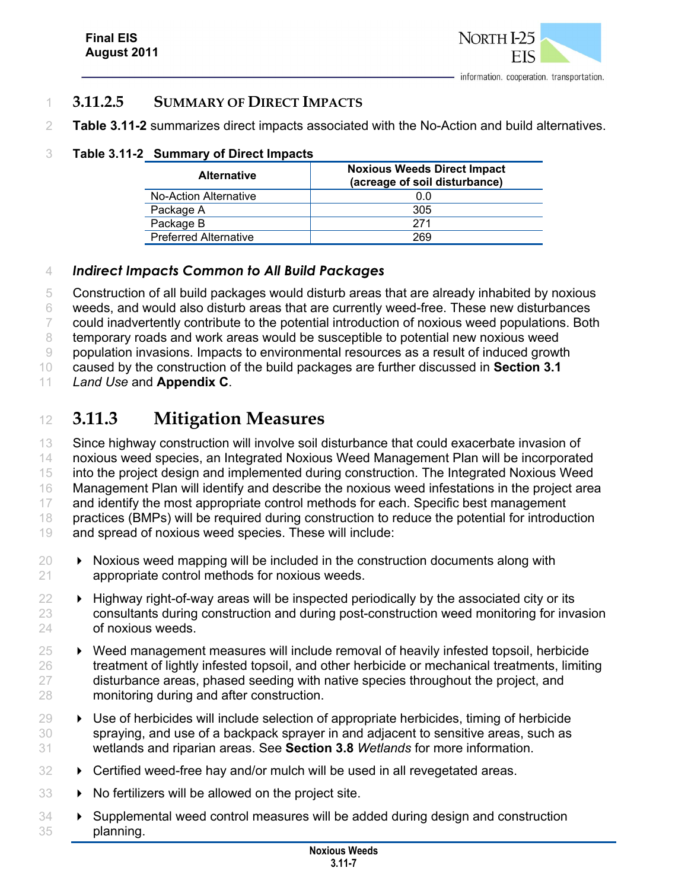### 3.11.2.5 Summary of Direct Impacts

**Table 3.11-2** summarizes direct impacts associated with the No-Action and build alternatives.

**Table 3.11-2 Summary of Direct Impacts**

| Alternative | Noxious Weeds Direct Impact (acreage of soil disturbance) |
|---|---|
| No-Action Alternative | 0.0 |
| Package A | 305 |
| Package B | 271 |
| Preferred Alternative | 269 |

***Indirect Impacts Common to All Build Packages***

Construction of all build packages would disturb areas that are already inhabited by noxious weeds, and would also disturb areas that are currently weed-free. These new disturbances could inadvertently contribute to the potential introduction of noxious weed populations. Both temporary roads and work areas would be susceptible to potential new noxious weed population invasions. Impacts to environmental resources as a result of induced growth caused by the construction of the build packages are further discussed in **Section 3.1** *Land Use* and **Appendix C**.

## 3.11.3 Mitigation Measures

Since highway construction will involve soil disturbance that could exacerbate invasion of noxious weed species, an Integrated Noxious Weed Management Plan will be incorporated into the project design and implemented during construction. The Integrated Noxious Weed Management Plan will identify and describe the noxious weed infestations in the project area and identify the most appropriate control methods for each. Specific best management practices (BMPs) will be required during construction to reduce the potential for introduction and spread of noxious weed species. These will include:

- Noxious weed mapping will be included in the construction documents along with appropriate control methods for noxious weeds.
- Highway right-of-way areas will be inspected periodically by the associated city or its consultants during construction and during post-construction weed monitoring for invasion of noxious weeds.
- Weed management measures will include removal of heavily infested topsoil, herbicide treatment of lightly infested topsoil, and other herbicide or mechanical treatments, limiting disturbance areas, phased seeding with native species throughout the project, and monitoring during and after construction.
- Use of herbicides will include selection of appropriate herbicides, timing of herbicide spraying, and use of a backpack sprayer in and adjacent to sensitive areas, such as wetlands and riparian areas. See **Section 3.8** *Wetlands* for more information.
- Certified weed-free hay and/or mulch will be used in all revegetated areas.
- No fertilizers will be allowed on the project site.
- Supplemental weed control measures will be added during design and construction planning.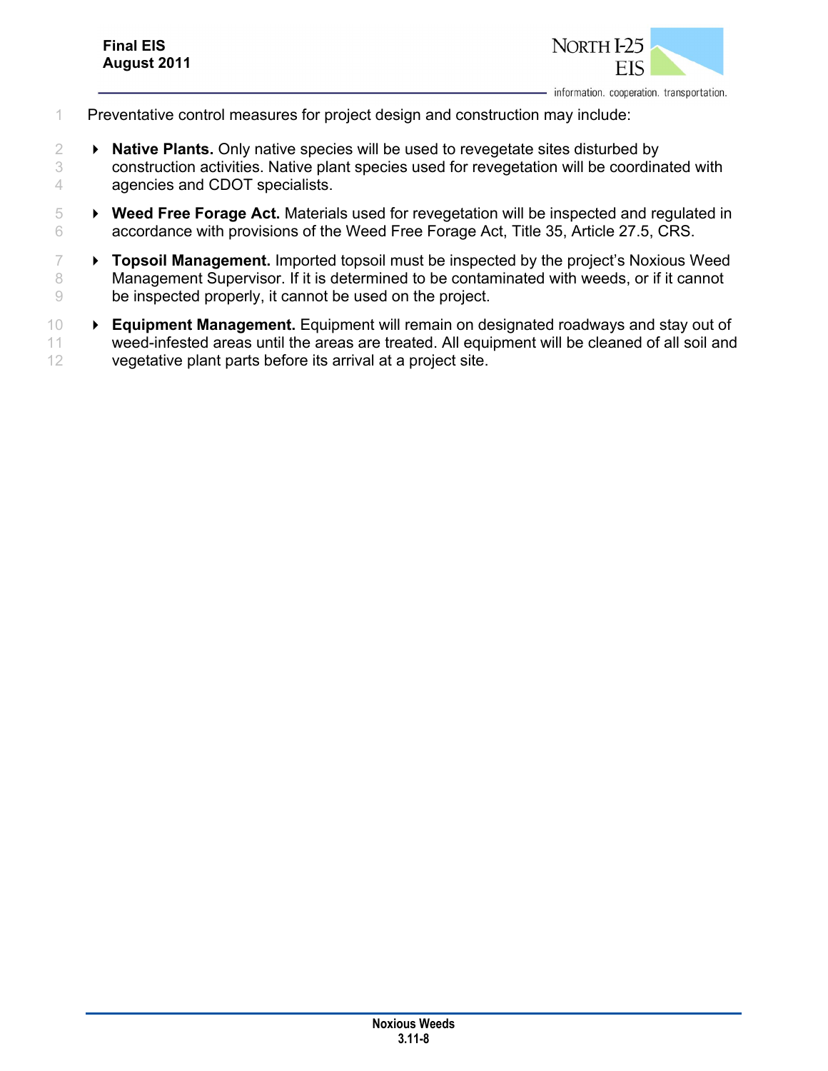Preventative control measures for project design and construction may include:

- **Native Plants.** Only native species will be used to revegetate sites disturbed by construction activities. Native plant species used for revegetation will be coordinated with agencies and CDOT specialists.
- **Weed Free Forage Act.** Materials used for revegetation will be inspected and regulated in accordance with provisions of the Weed Free Forage Act, Title 35, Article 27.5, CRS.
- **Topsoil Management.** Imported topsoil must be inspected by the project's Noxious Weed Management Supervisor. If it is determined to be contaminated with weeds, or if it cannot be inspected properly, it cannot be used on the project.
- **Equipment Management.** Equipment will remain on designated roadways and stay out of weed-infested areas until the areas are treated. All equipment will be cleaned of all soil and vegetative plant parts before its arrival at a project site.